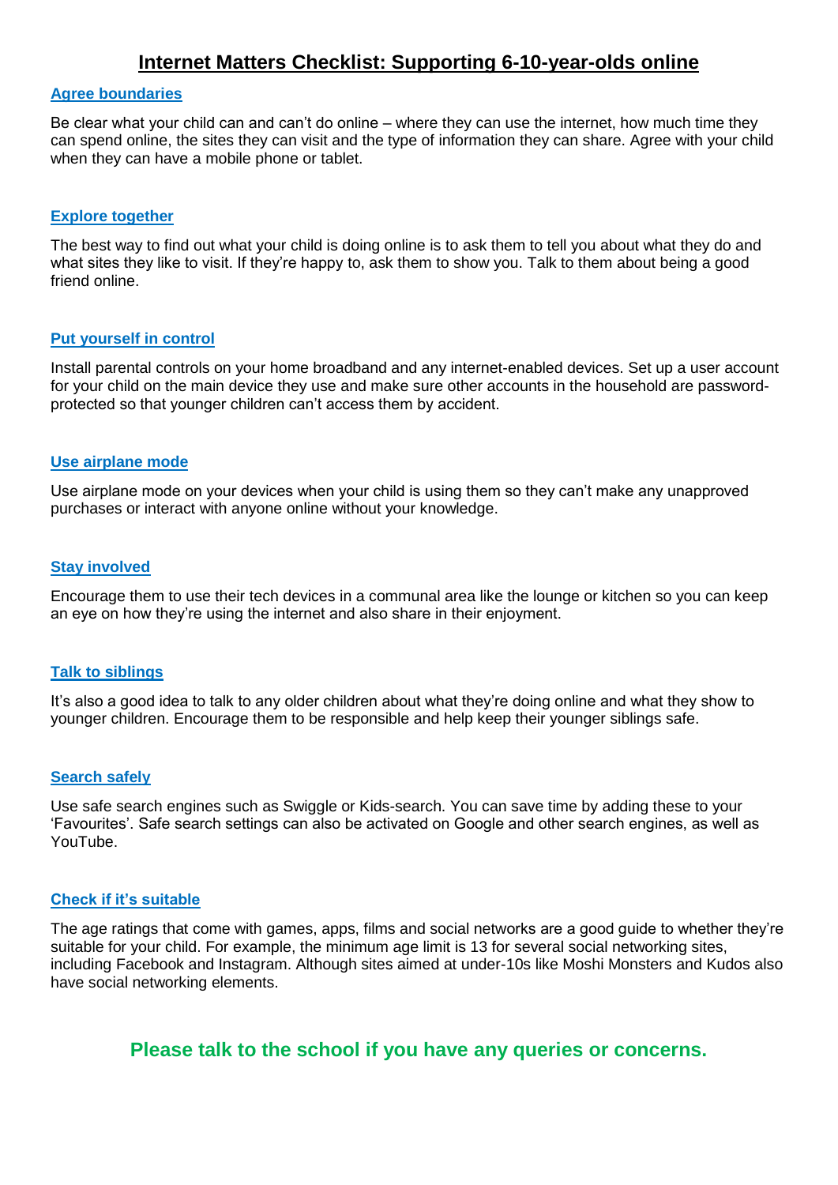# Internet Matters Checklist: Supporting 6-10-year-olds online

## Agree boundaries

Be clear what your child can and can't do online – where they can use the internet, how much time they can spend online, the sites they can visit and the type of information they can share. Agree with your child when they can have a mobile phone or tablet.

## Explore together

The best way to find out what your child is doing online is to ask them to tell you about what they do and what sites they like to visit. If they're happy to, ask them to show you. Talk to them about being a good friend online.

## Put yourself in control

Install parental controls on your home broadband and any internet-enabled devices. Set up a user account for your child on the main device they use and make sure other accounts in the household are password-protected so that younger children can't access them by accident.

## Use airplane mode

Use airplane mode on your devices when your child is using them so they can't make any unapproved purchases or interact with anyone online without your knowledge.

## Stay involved

Encourage them to use their tech devices in a communal area like the lounge or kitchen so you can keep an eye on how they're using the internet and also share in their enjoyment.

## Talk to siblings

It's also a good idea to talk to any older children about what they're doing online and what they show to younger children. Encourage them to be responsible and help keep their younger siblings safe.

## Search safely

Use safe search engines such as Swiggle or Kids-search. You can save time by adding these to your 'Favourites'. Safe search settings can also be activated on Google and other search engines, as well as YouTube.

## Check if it's suitable

The age ratings that come with games, apps, films and social networks are a good guide to whether they're suitable for your child. For example, the minimum age limit is 13 for several social networking sites, including Facebook and Instagram. Although sites aimed at under-10s like Moshi Monsters and Kudos also have social networking elements.

**Please talk to the school if you have any queries or concerns.**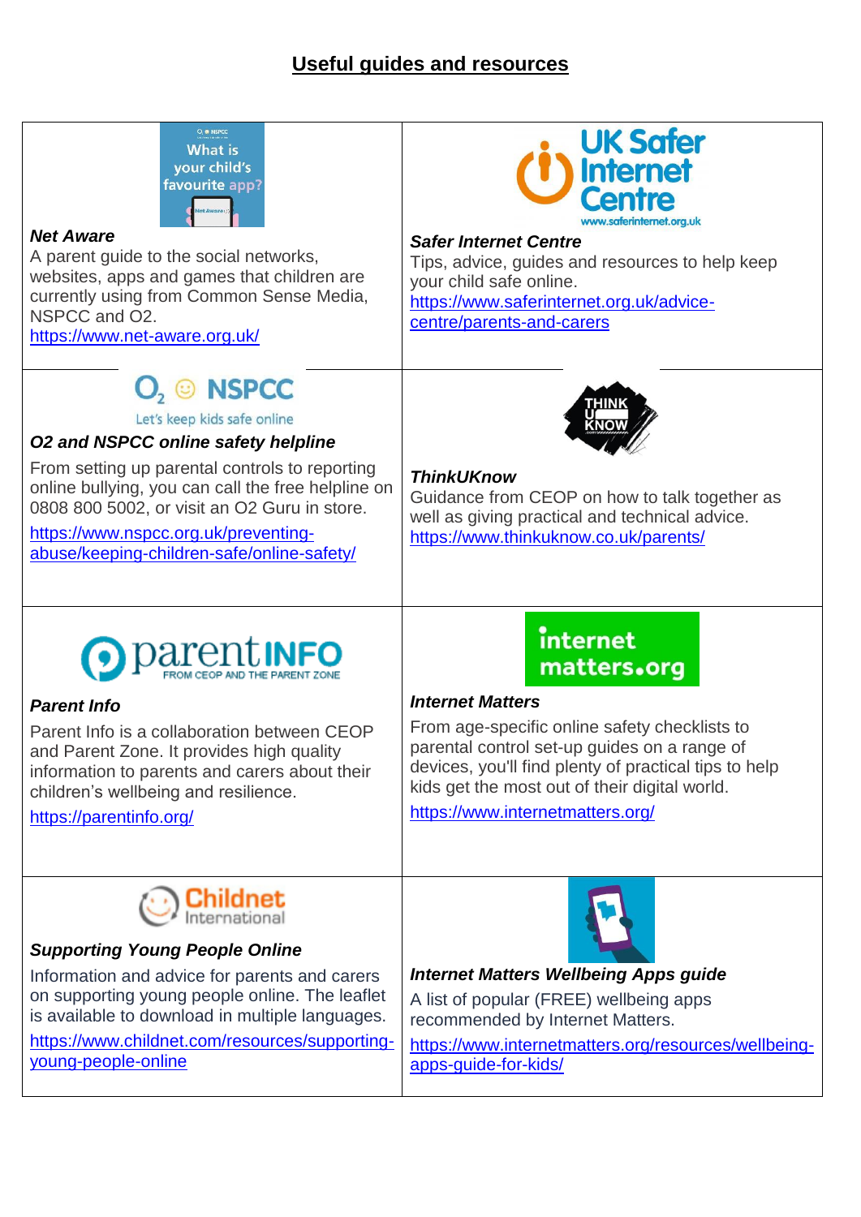# Useful guides and resources

***Net Aware***

A parent guide to the social networks, websites, apps and games that children are currently using from Common Sense Media, NSPCC and O2.

https://www.net-aware.org.uk/

***Safer Internet Centre***

Tips, advice, guides and resources to help keep your child safe online.

https://www.saferinternet.org.uk/advice-centre/parents-and-carers

***O2 and NSPCC online safety helpline***

From setting up parental controls to reporting online bullying, you can call the free helpline on 0808 800 5002, or visit an O2 Guru in store.

https://www.nspcc.org.uk/preventing-abuse/keeping-children-safe/online-safety/

***ThinkUKnow***

Guidance from CEOP on how to talk together as well as giving practical and technical advice.

https://www.thinkuknow.co.uk/parents/

***Parent Info***

Parent Info is a collaboration between CEOP and Parent Zone. It provides high quality information to parents and carers about their children's wellbeing and resilience.

https://parentinfo.org/

***Internet Matters***

From age-specific online safety checklists to parental control set-up guides on a range of devices, you'll find plenty of practical tips to help kids get the most out of their digital world.

https://www.internetmatters.org/

***Supporting Young People Online***

Information and advice for parents and carers on supporting young people online. The leaflet is available to download in multiple languages.

https://www.childnet.com/resources/supporting-young-people-online

***Internet Matters Wellbeing Apps guide***

A list of popular (FREE) wellbeing apps recommended by Internet Matters.

https://www.internetmatters.org/resources/wellbeing-apps-guide-for-kids/